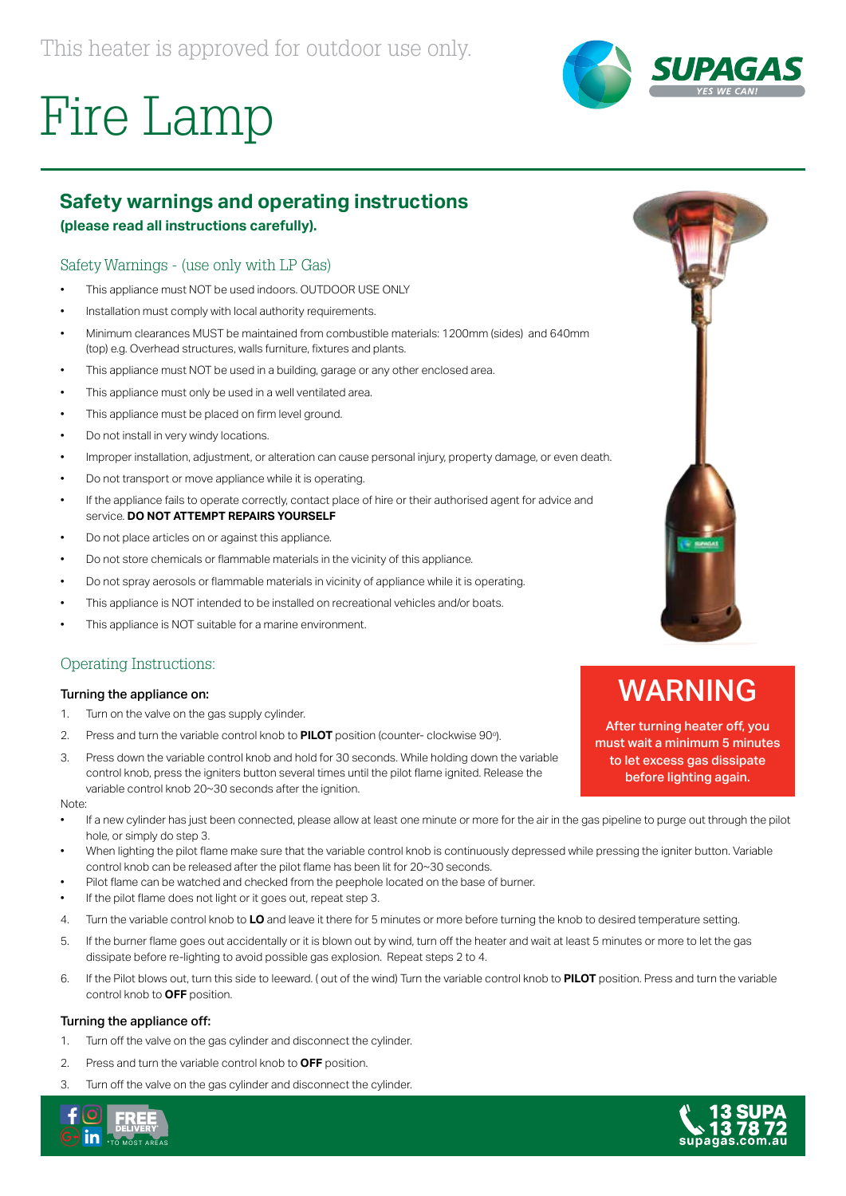This heater is approved for outdoor use only.

SUPAGAS
YES WE CAN!

# Fire Lamp

## Safety warnings and operating instructions

**(please read all instructions carefully).**

### Safety Warnings - (use only with LP Gas)

- This appliance must NOT be used indoors. OUTDOOR USE ONLY
- Installation must comply with local authority requirements.
- Minimum clearances MUST be maintained from combustible materials: 1200mm (sides) and 640mm (top) e.g. Overhead structures, walls furniture, fixtures and plants.
- This appliance must NOT be used in a building, garage or any other enclosed area.
- This appliance must only be used in a well ventilated area.
- This appliance must be placed on firm level ground.
- Do not install in very windy locations.
- Improper installation, adjustment, or alteration can cause personal injury, property damage, or even death.
- Do not transport or move appliance while it is operating.
- If the appliance fails to operate correctly, contact place of hire or their authorised agent for advice and service. **DO NOT ATTEMPT REPAIRS YOURSELF**
- Do not place articles on or against this appliance.
- Do not store chemicals or flammable materials in the vicinity of this appliance.
- Do not spray aerosols or flammable materials in vicinity of appliance while it is operating.
- This appliance is NOT intended to be installed on recreational vehicles and/or boats.
- This appliance is NOT suitable for a marine environment.

### Operating Instructions:

#### Turning the appliance on:

1. Turn on the valve on the gas supply cylinder.
2. Press and turn the variable control knob to **PILOT** position (counter- clockwise 90°).
3. Press down the variable control knob and hold for 30 seconds. While holding down the variable control knob, press the igniters button several times until the pilot flame ignited. Release the variable control knob 20~30 seconds after the ignition.

Note:

- If a new cylinder has just been connected, please allow at least one minute or more for the air in the gas pipeline to purge out through the pilot hole, or simply do step 3.
- When lighting the pilot flame make sure that the variable control knob is continuously depressed while pressing the igniter button. Variable control knob can be released after the pilot flame has been lit for 20~30 seconds.
- Pilot flame can be watched and checked from the peephole located on the base of burner.
- If the pilot flame does not light or it goes out, repeat step 3.

4. Turn the variable control knob to **LO** and leave it there for 5 minutes or more before turning the knob to desired temperature setting.
5. If the burner flame goes out accidentally or it is blown out by wind, turn off the heater and wait at least 5 minutes or more to let the gas dissipate before re-lighting to avoid possible gas explosion. Repeat steps 2 to 4.
6. If the Pilot blows out, turn this side to leeward. ( out of the wind) Turn the variable control knob to **PILOT** position. Press and turn the variable control knob to **OFF** position.

#### Turning the appliance off:

1. Turn off the valve on the gas cylinder and disconnect the cylinder.
2. Press and turn the variable control knob to **OFF** position.
3. Turn off the valve on the gas cylinder and disconnect the cylinder.

## WARNING

**After turning heater off, you must wait a minimum 5 minutes to let excess gas dissipate before lighting again.**

FREE DELIVERY* *TO MOST AREAS

13 SUPA
13 78 72
supagas.com.au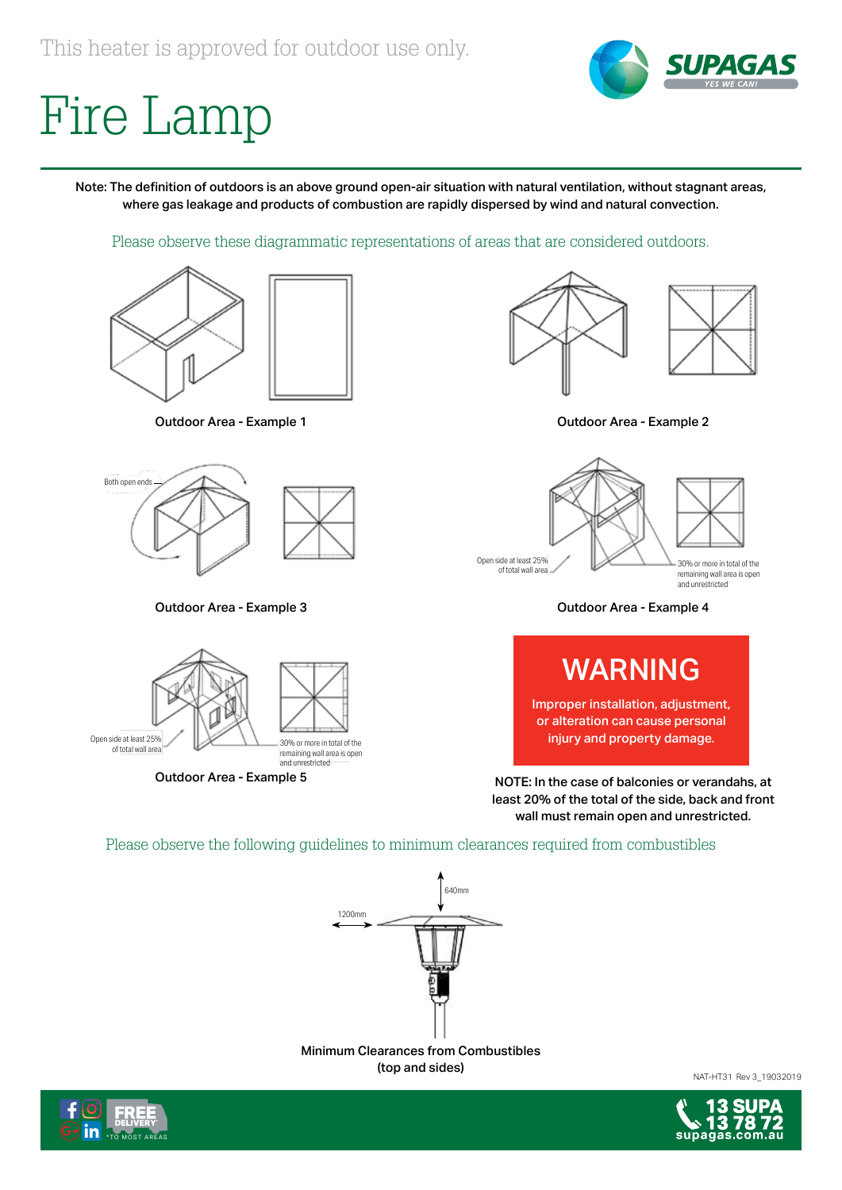This heater is approved for outdoor use only.

# Fire Lamp

**Note: The definition of outdoors is an above ground open-air situation with natural ventilation, without stagnant areas, where gas leakage and products of combustion are rapidly dispersed by wind and natural convection.**

Please observe these diagrammatic representations of areas that are considered outdoors.

Outdoor Area - Example 1

Outdoor Area - Example 2

Both open ends

Outdoor Area - Example 3

Open side at least 25% of total wall area

30% or more in total of the remaining wall area is open and unrestricted

Outdoor Area - Example 4

Open side at least 25% of total wall area

30% or more in total of the remaining wall area is open and unrestricted

Outdoor Area - Example 5

## WARNING

Improper installation, adjustment, or alteration can cause personal injury and property damage.

**NOTE: In the case of balconies or verandahs, at least 20% of the total of the side, back and front wall must remain open and unrestricted.**

Please observe the following guidelines to minimum clearances required from combustibles

640mm

1200mm

Minimum Clearances from Combustibles (top and sides)

NAT-HT31 Rev 3_19032019

FREE DELIVERY* *TO MOST AREAS

13 SUPA 13 78 72 supagas.com.au